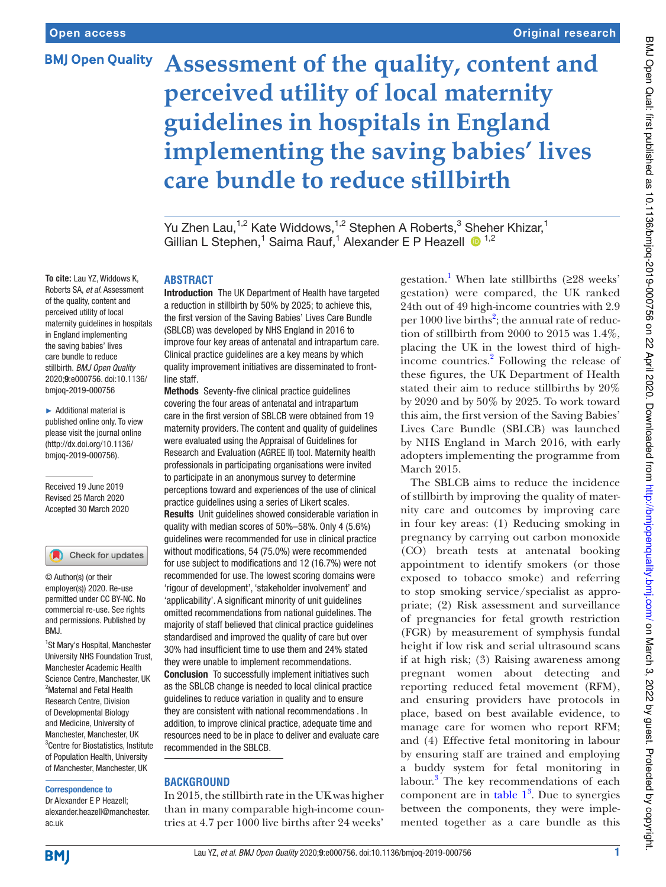# Assessment of the quality, content and perceived utility of local maternity guidelines in hospitals in England implementing the saving babies' lives care bundle to reduce stillbirth

Yu Zhen Lau,[1,2] Kate Widdows,[1,2] Stephen A Roberts,[3] Sheher Khizar,[1] Gillian L Stephen,[1] Saima Rauf,[1] Alexander E P Heazell [1,2]

**To cite:** Lau YZ, Widdows K, Roberts SA, *et al*. Assessment of the quality, content and perceived utility of local maternity guidelines in hospitals in England implementing the saving babies' lives care bundle to reduce stillbirth. *BMJ Open Quality* 2020;**9**:e000756. doi:10.1136/bmjoq-2019-000756

► Additional material is published online only. To view please visit the journal online (http://dx.doi.org/10.1136/bmjoq-2019-000756).

Received 19 June 2019
Revised 25 March 2020
Accepted 30 March 2020

© Author(s) (or their employer(s)) 2020. Re-use permitted under CC BY-NC. No commercial re-use. See rights and permissions. Published by BMJ.

[1]St Mary's Hospital, Manchester University NHS Foundation Trust, Manchester Academic Health Science Centre, Manchester, UK
[2]Maternal and Fetal Health Research Centre, Division of Developmental Biology and Medicine, University of Manchester, Manchester, UK
[3]Centre for Biostatistics, Institute of Population Health, University of Manchester, Manchester, UK

**Correspondence to**
Dr Alexander E P Heazell; alexander.heazell@manchester.ac.uk

## ABSTRACT

**Introduction** The UK Department of Health have targeted a reduction in stillbirth by 50% by 2025; to achieve this, the first version of the Saving Babies' Lives Care Bundle (SBLCB) was developed by NHS England in 2016 to improve four key areas of antenatal and intrapartum care. Clinical practice guidelines are a key means by which quality improvement initiatives are disseminated to front-line staff.

**Methods** Seventy-five clinical practice guidelines covering the four areas of antenatal and intrapartum care in the first version of SBLCB were obtained from 19 maternity providers. The content and quality of guidelines were evaluated using the Appraisal of Guidelines for Research and Evaluation (AGREE II) tool. Maternity health professionals in participating organisations were invited to participate in an anonymous survey to determine perceptions toward and experiences of the use of clinical practice guidelines using a series of Likert scales.

**Results** Unit guidelines showed considerable variation in quality with median scores of 50%–58%. Only 4 (5.6%) guidelines were recommended for use in clinical practice without modifications, 54 (75.0%) were recommended for use subject to modifications and 12 (16.7%) were not recommended for use. The lowest scoring domains were 'rigour of development', 'stakeholder involvement' and 'applicability'. A significant minority of unit guidelines omitted recommendations from national guidelines. The majority of staff believed that clinical practice guidelines standardised and improved the quality of care but over 30% had insufficient time to use them and 24% stated they were unable to implement recommendations.

**Conclusion** To successfully implement initiatives such as the SBLCB change is needed to local clinical practice guidelines to reduce variation in quality and to ensure they are consistent with national recommendations . In addition, to improve clinical practice, adequate time and resources need to be in place to deliver and evaluate care recommended in the SBLCB.

## BACKGROUND

In 2015, the stillbirth rate in the UK was higher than in many comparable high-income countries at 4.7 per 1000 live births after 24 weeks' gestation.[1] When late stillbirths (≥28 weeks' gestation) were compared, the UK ranked 24th out of 49 high-income countries with 2.9 per 1000 live births[2]; the annual rate of reduction of stillbirth from 2000 to 2015 was 1.4%, placing the UK in the lowest third of high-income countries.[2] Following the release of these figures, the UK Department of Health stated their aim to reduce stillbirths by 20% by 2020 and by 50% by 2025. To work toward this aim, the first version of the Saving Babies' Lives Care Bundle (SBLCB) was launched by NHS England in March 2016, with early adopters implementing the programme from March 2015.

The SBLCB aims to reduce the incidence of stillbirth by improving the quality of maternity care and outcomes by improving care in four key areas: (1) Reducing smoking in pregnancy by carrying out carbon monoxide (CO) breath tests at antenatal booking appointment to identify smokers (or those exposed to tobacco smoke) and referring to stop smoking service/specialist as appropriate; (2) Risk assessment and surveillance of pregnancies for fetal growth restriction (FGR) by measurement of symphysis fundal height if low risk and serial ultrasound scans if at high risk; (3) Raising awareness among pregnant women about detecting and reporting reduced fetal movement (RFM), and ensuring providers have protocols in place, based on best available evidence, to manage care for women who report RFM; and (4) Effective fetal monitoring in labour by ensuring staff are trained and employing a buddy system for fetal monitoring in labour.[3] The key recommendations of each component are in table 1[3]. Due to synergies between the components, they were implemented together as a care bundle as this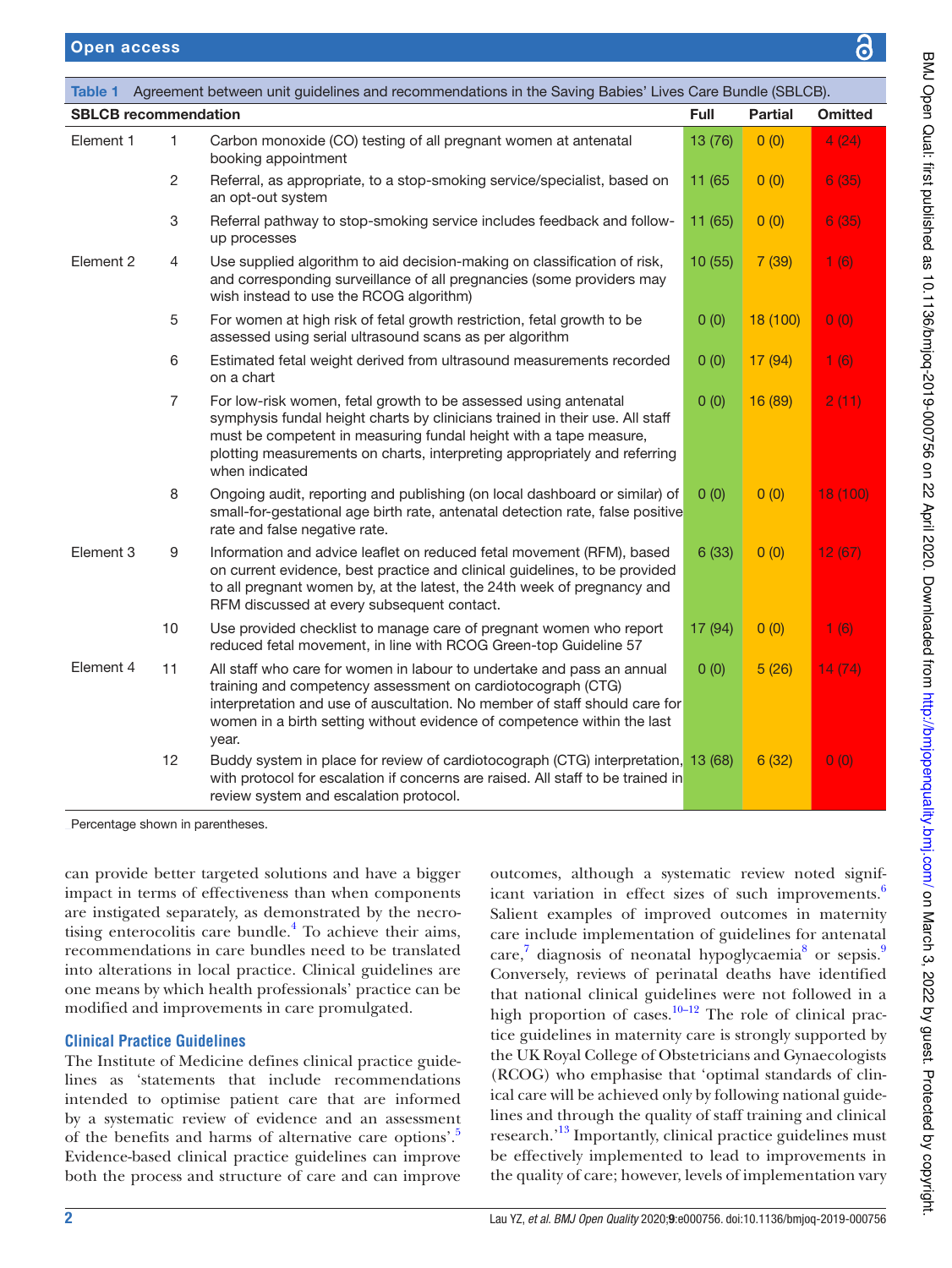**Table 1** Agreement between unit guidelines and recommendations in the Saving Babies' Lives Care Bundle (SBLCB).

| SBLCB recommendation | | | Full | Partial | Omitted |
|---|---|---|---|---|---|
| Element 1 | 1 | Carbon monoxide (CO) testing of all pregnant women at antenatal booking appointment | 13 (76) | 0 (0) | 4 (24) |
| | 2 | Referral, as appropriate, to a stop-smoking service/specialist, based on an opt-out system | 11 (65 | 0 (0) | 6 (35) |
| | 3 | Referral pathway to stop-smoking service includes feedback and follow-up processes | 11 (65) | 0 (0) | 6 (35) |
| Element 2 | 4 | Use supplied algorithm to aid decision-making on classification of risk, and corresponding surveillance of all pregnancies (some providers may wish instead to use the RCOG algorithm) | 10 (55) | 7 (39) | 1 (6) |
| | 5 | For women at high risk of fetal growth restriction, fetal growth to be assessed using serial ultrasound scans as per algorithm | 0 (0) | 18 (100) | 0 (0) |
| | 6 | Estimated fetal weight derived from ultrasound measurements recorded on a chart | 0 (0) | 17 (94) | 1 (6) |
| | 7 | For low-risk women, fetal growth to be assessed using antenatal symphysis fundal height charts by clinicians trained in their use. All staff must be competent in measuring fundal height with a tape measure, plotting measurements on charts, interpreting appropriately and referring when indicated | 0 (0) | 16 (89) | 2 (11) |
| | 8 | Ongoing audit, reporting and publishing (on local dashboard or similar) of small-for-gestational age birth rate, antenatal detection rate, false positive rate and false negative rate. | 0 (0) | 0 (0) | 18 (100) |
| Element 3 | 9 | Information and advice leaflet on reduced fetal movement (RFM), based on current evidence, best practice and clinical guidelines, to be provided to all pregnant women by, at the latest, the 24th week of pregnancy and RFM discussed at every subsequent contact. | 6 (33) | 0 (0) | 12 (67) |
| | 10 | Use provided checklist to manage care of pregnant women who report reduced fetal movement, in line with RCOG Green-top Guideline 57 | 17 (94) | 0 (0) | 1 (6) |
| Element 4 | 11 | All staff who care for women in labour to undertake and pass an annual training and competency assessment on cardiotocograph (CTG) interpretation and use of auscultation. No member of staff should care for women in a birth setting without evidence of competence within the last year. | 0 (0) | 5 (26) | 14 (74) |
| | 12 | Buddy system in place for review of cardiotocograph (CTG) interpretation, with protocol for escalation if concerns are raised. All staff to be trained in review system and escalation protocol. | 13 (68) | 6 (32) | 0 (0) |

Percentage shown in parentheses.

can provide better targeted solutions and have a bigger impact in terms of effectiveness than when components are instigated separately, as demonstrated by the necrotising enterocolitis care bundle.[4] To achieve their aims, recommendations in care bundles need to be translated into alterations in local practice. Clinical guidelines are one means by which health professionals' practice can be modified and improvements in care promulgated.

## Clinical Practice Guidelines

The Institute of Medicine defines clinical practice guidelines as 'statements that include recommendations intended to optimise patient care that are informed by a systematic review of evidence and an assessment of the benefits and harms of alternative care options'.[5] Evidence-based clinical practice guidelines can improve both the process and structure of care and can improve outcomes, although a systematic review noted significant variation in effect sizes of such improvements.[6] Salient examples of improved outcomes in maternity care include implementation of guidelines for antenatal care,[7] diagnosis of neonatal hypoglycaemia[8] or sepsis.[9] Conversely, reviews of perinatal deaths have identified that national clinical guidelines were not followed in a high proportion of cases.[10–12] The role of clinical practice guidelines in maternity care is strongly supported by the UK Royal College of Obstetricians and Gynaecologists (RCOG) who emphasise that 'optimal standards of clinical care will be achieved only by following national guidelines and through the quality of staff training and clinical research.'[13] Importantly, clinical practice guidelines must be effectively implemented to lead to improvements in the quality of care; however, levels of implementation vary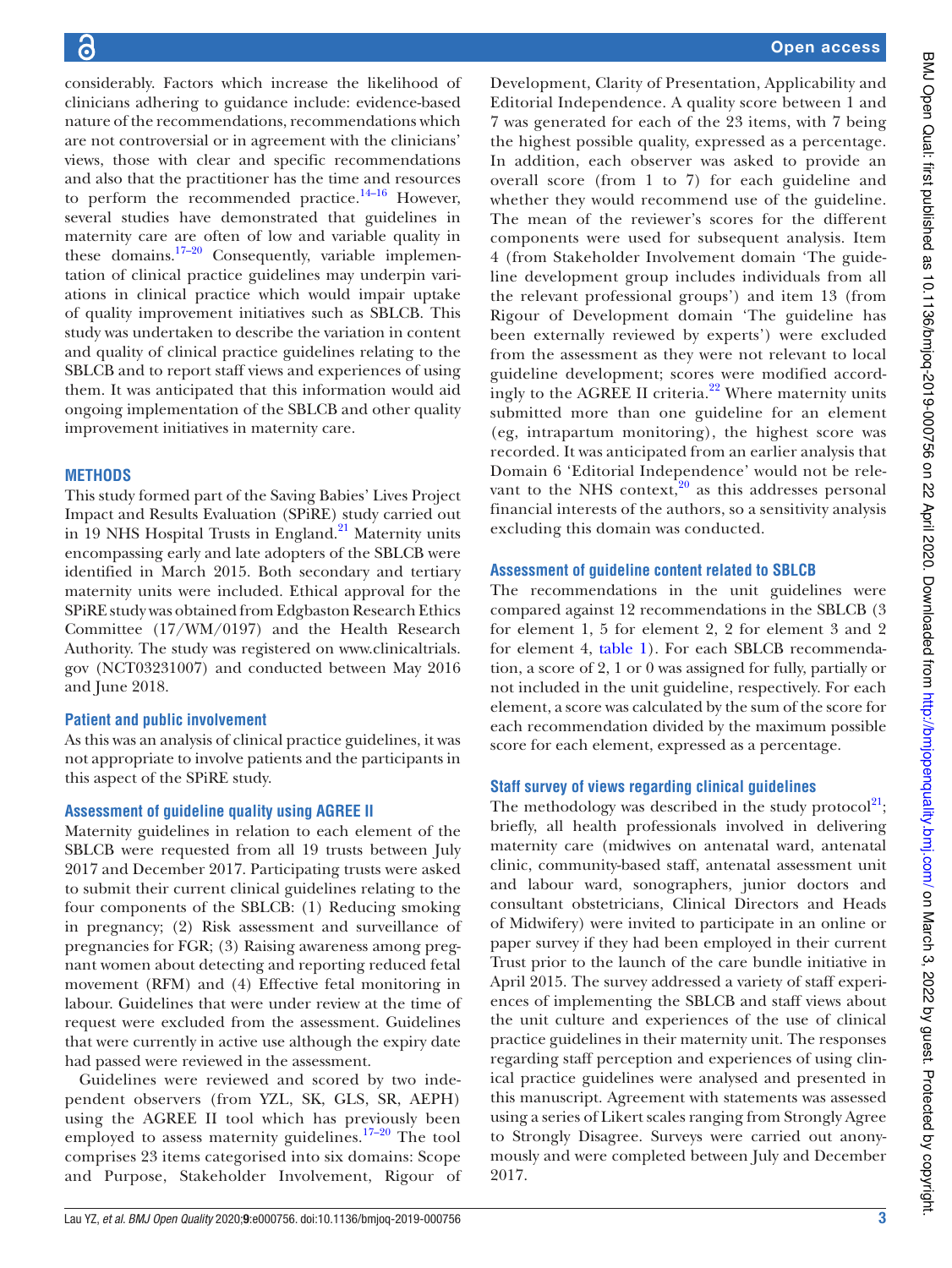considerably. Factors which increase the likelihood of clinicians adhering to guidance include: evidence-based nature of the recommendations, recommendations which are not controversial or in agreement with the clinicians' views, those with clear and specific recommendations and also that the practitioner has the time and resources to perform the recommended practice.[14–16] However, several studies have demonstrated that guidelines in maternity care are often of low and variable quality in these domains.[17–20] Consequently, variable implementation of clinical practice guidelines may underpin variations in clinical practice which would impair uptake of quality improvement initiatives such as SBLCB. This study was undertaken to describe the variation in content and quality of clinical practice guidelines relating to the SBLCB and to report staff views and experiences of using them. It was anticipated that this information would aid ongoing implementation of the SBLCB and other quality improvement initiatives in maternity care.

## METHODS

This study formed part of the Saving Babies' Lives Project Impact and Results Evaluation (SPiRE) study carried out in 19 NHS Hospital Trusts in England.[21] Maternity units encompassing early and late adopters of the SBLCB were identified in March 2015. Both secondary and tertiary maternity units were included. Ethical approval for the SPiRE study was obtained from Edgbaston Research Ethics Committee (17/WM/0197) and the Health Research Authority. The study was registered on www.clinicaltrials.gov (NCT03231007) and conducted between May 2016 and June 2018.

### Patient and public involvement

As this was an analysis of clinical practice guidelines, it was not appropriate to involve patients and the participants in this aspect of the SPiRE study.

### Assessment of guideline quality using AGREE II

Maternity guidelines in relation to each element of the SBLCB were requested from all 19 trusts between July 2017 and December 2017. Participating trusts were asked to submit their current clinical guidelines relating to the four components of the SBLCB: (1) Reducing smoking in pregnancy; (2) Risk assessment and surveillance of pregnancies for FGR; (3) Raising awareness among pregnant women about detecting and reporting reduced fetal movement (RFM) and (4) Effective fetal monitoring in labour. Guidelines that were under review at the time of request were excluded from the assessment. Guidelines that were currently in active use although the expiry date had passed were reviewed in the assessment.

Guidelines were reviewed and scored by two independent observers (from YZL, SK, GLS, SR, AEPH) using the AGREE II tool which has previously been employed to assess maternity guidelines.[17–20] The tool comprises 23 items categorised into six domains: Scope and Purpose, Stakeholder Involvement, Rigour of Development, Clarity of Presentation, Applicability and Editorial Independence. A quality score between 1 and 7 was generated for each of the 23 items, with 7 being the highest possible quality, expressed as a percentage. In addition, each observer was asked to provide an overall score (from 1 to 7) for each guideline and whether they would recommend use of the guideline. The mean of the reviewer's scores for the different components were used for subsequent analysis. Item 4 (from Stakeholder Involvement domain 'The guideline development group includes individuals from all the relevant professional groups') and item 13 (from Rigour of Development domain 'The guideline has been externally reviewed by experts') were excluded from the assessment as they were not relevant to local guideline development; scores were modified accordingly to the AGREE II criteria.[22] Where maternity units submitted more than one guideline for an element (eg, intrapartum monitoring), the highest score was recorded. It was anticipated from an earlier analysis that Domain 6 'Editorial Independence' would not be relevant to the NHS context,[20] as this addresses personal financial interests of the authors, so a sensitivity analysis excluding this domain was conducted.

### Assessment of guideline content related to SBLCB

The recommendations in the unit guidelines were compared against 12 recommendations in the SBLCB (3 for element 1, 5 for element 2, 2 for element 3 and 2 for element 4, table 1). For each SBLCB recommendation, a score of 2, 1 or 0 was assigned for fully, partially or not included in the unit guideline, respectively. For each element, a score was calculated by the sum of the score for each recommendation divided by the maximum possible score for each element, expressed as a percentage.

### Staff survey of views regarding clinical guidelines

The methodology was described in the study protocol[21]; briefly, all health professionals involved in delivering maternity care (midwives on antenatal ward, antenatal clinic, community-based staff, antenatal assessment unit and labour ward, sonographers, junior doctors and consultant obstetricians, Clinical Directors and Heads of Midwifery) were invited to participate in an online or paper survey if they had been employed in their current Trust prior to the launch of the care bundle initiative in April 2015. The survey addressed a variety of staff experiences of implementing the SBLCB and staff views about the unit culture and experiences of the use of clinical practice guidelines in their maternity unit. The responses regarding staff perception and experiences of using clinical practice guidelines were analysed and presented in this manuscript. Agreement with statements was assessed using a series of Likert scales ranging from Strongly Agree to Strongly Disagree. Surveys were carried out anonymously and were completed between July and December 2017.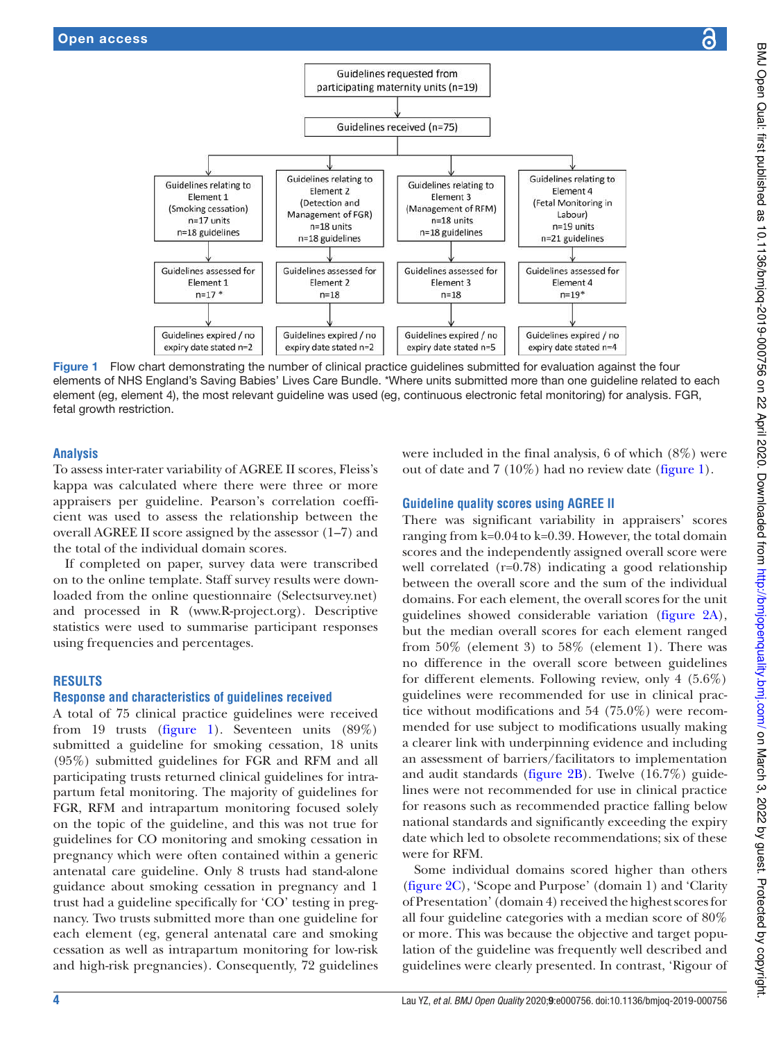Guidelines requested from participating maternity units (n=19)

Guidelines received (n=75)

| Guidelines relating to Element 1 (Smoking cessation) n=17 units n=18 guidelines | Guidelines relating to Element 2 (Detection and Management of FGR) n=18 units n=18 guidelines | Guidelines relating to Element 3 (Management of RFM) n=18 units n=18 guidelines | Guidelines relating to Element 4 (Fetal Monitoring in Labour) n=19 units n=21 guidelines |
|---|---|---|---|
| Guidelines assessed for Element 1 n=17 * | Guidelines assessed for Element 2 n=18 | Guidelines assessed for Element 3 n=18 | Guidelines assessed for Element 4 n=19* |
| Guidelines expired / no expiry date stated n=2 | Guidelines expired / no expiry date stated n=2 | Guidelines expired / no expiry date stated n=5 | Guidelines expired / no expiry date stated n=4 |

**Figure 1** Flow chart demonstrating the number of clinical practice guidelines submitted for evaluation against the four elements of NHS England's Saving Babies' Lives Care Bundle. *Where units submitted more than one guideline related to each element (eg, element 4), the most relevant guideline was used (eg, continuous electronic fetal monitoring) for analysis. FGR, fetal growth restriction.

## Analysis

To assess inter-rater variability of AGREE II scores, Fleiss's kappa was calculated where there were three or more appraisers per guideline. Pearson's correlation coefficient was used to assess the relationship between the overall AGREE II score assigned by the assessor (1–7) and the total of the individual domain scores.

If completed on paper, survey data were transcribed on to the online template. Staff survey results were downloaded from the online questionnaire (Selectsurvey.net) and processed in R (www.R-project.org). Descriptive statistics were used to summarise participant responses using frequencies and percentages.

## RESULTS

### Response and characteristics of guidelines received

A total of 75 clinical practice guidelines were received from 19 trusts (figure 1). Seventeen units (89%) submitted a guideline for smoking cessation, 18 units (95%) submitted guidelines for FGR and RFM and all participating trusts returned clinical guidelines for intrapartum fetal monitoring. The majority of guidelines for FGR, RFM and intrapartum monitoring focused solely on the topic of the guideline, and this was not true for guidelines for CO monitoring and smoking cessation in pregnancy which were often contained within a generic antenatal care guideline. Only 8 trusts had stand-alone guidance about smoking cessation in pregnancy and 1 trust had a guideline specifically for 'CO' testing in pregnancy. Two trusts submitted more than one guideline for each element (eg, general antenatal care and smoking cessation as well as intrapartum monitoring for low-risk and high-risk pregnancies). Consequently, 72 guidelines were included in the final analysis, 6 of which (8%) were out of date and 7 (10%) had no review date (figure 1).

### Guideline quality scores using AGREE II

There was significant variability in appraisers' scores ranging from k=0.04 to k=0.39. However, the total domain scores and the independently assigned overall score were well correlated (r=0.78) indicating a good relationship between the overall score and the sum of the individual domains. For each element, the overall scores for the unit guidelines showed considerable variation (figure 2A), but the median overall scores for each element ranged from 50% (element 3) to 58% (element 1). There was no difference in the overall score between guidelines for different elements. Following review, only 4 (5.6%) guidelines were recommended for use in clinical practice without modifications and 54 (75.0%) were recommended for use subject to modifications usually making a clearer link with underpinning evidence and including an assessment of barriers/facilitators to implementation and audit standards (figure 2B). Twelve (16.7%) guidelines were not recommended for use in clinical practice for reasons such as recommended practice falling below national standards and significantly exceeding the expiry date which led to obsolete recommendations; six of these were for RFM.

Some individual domains scored higher than others (figure 2C), 'Scope and Purpose' (domain 1) and 'Clarity of Presentation' (domain 4) received the highest scores for all four guideline categories with a median score of 80% or more. This was because the objective and target population of the guideline was frequently well described and guidelines were clearly presented. In contrast, 'Rigour of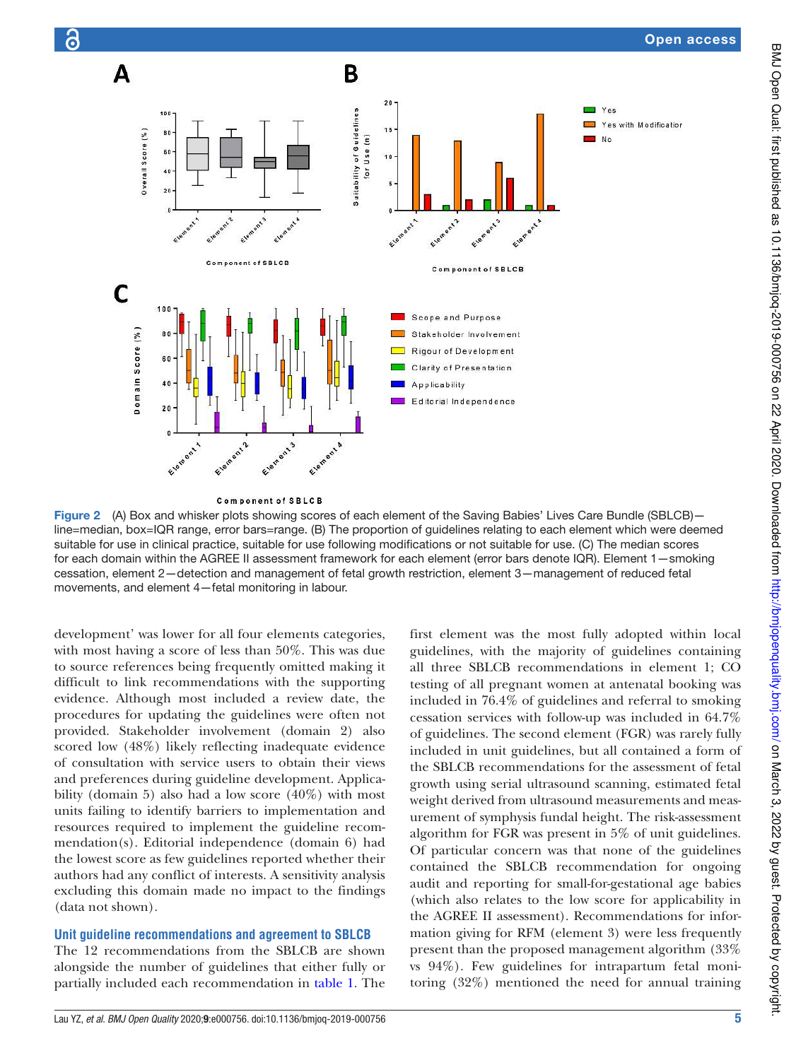**Figure 2** (A) Box and whisker plots showing scores of each element of the Saving Babies' Lives Care Bundle (SBLCB)—line=median, box=IQR range, error bars=range. (B) The proportion of guidelines relating to each element which were deemed suitable for use in clinical practice, suitable for use following modifications or not suitable for use. (C) The median scores for each domain within the AGREE II assessment framework for each element (error bars denote IQR). Element 1—smoking cessation, element 2—detection and management of fetal growth restriction, element 3—management of reduced fetal movements, and element 4—fetal monitoring in labour.

development' was lower for all four elements categories, with most having a score of less than 50%. This was due to source references being frequently omitted making it difficult to link recommendations with the supporting evidence. Although most included a review date, the procedures for updating the guidelines were often not provided. Stakeholder involvement (domain 2) also scored low (48%) likely reflecting inadequate evidence of consultation with service users to obtain their views and preferences during guideline development. Applicability (domain 5) also had a low score (40%) with most units failing to identify barriers to implementation and resources required to implement the guideline recommendation(s). Editorial independence (domain 6) had the lowest score as few guidelines reported whether their authors had any conflict of interests. A sensitivity analysis excluding this domain made no impact to the findings (data not shown).

## Unit guideline recommendations and agreement to SBLCB

The 12 recommendations from the SBLCB are shown alongside the number of guidelines that either fully or partially included each recommendation in table 1. The first element was the most fully adopted within local guidelines, with the majority of guidelines containing all three SBLCB recommendations in element 1; CO testing of all pregnant women at antenatal booking was included in 76.4% of guidelines and referral to smoking cessation services with follow-up was included in 64.7% of guidelines. The second element (FGR) was rarely fully included in unit guidelines, but all contained a form of the SBLCB recommendations for the assessment of fetal growth using serial ultrasound scanning, estimated fetal weight derived from ultrasound measurements and measurement of symphysis fundal height. The risk-assessment algorithm for FGR was present in 5% of unit guidelines. Of particular concern was that none of the guidelines contained the SBLCB recommendation for ongoing audit and reporting for small-for-gestational age babies (which also relates to the low score for applicability in the AGREE II assessment). Recommendations for information giving for RFM (element 3) were less frequently present than the proposed management algorithm (33% vs 94%). Few guidelines for intrapartum fetal monitoring (32%) mentioned the need for annual training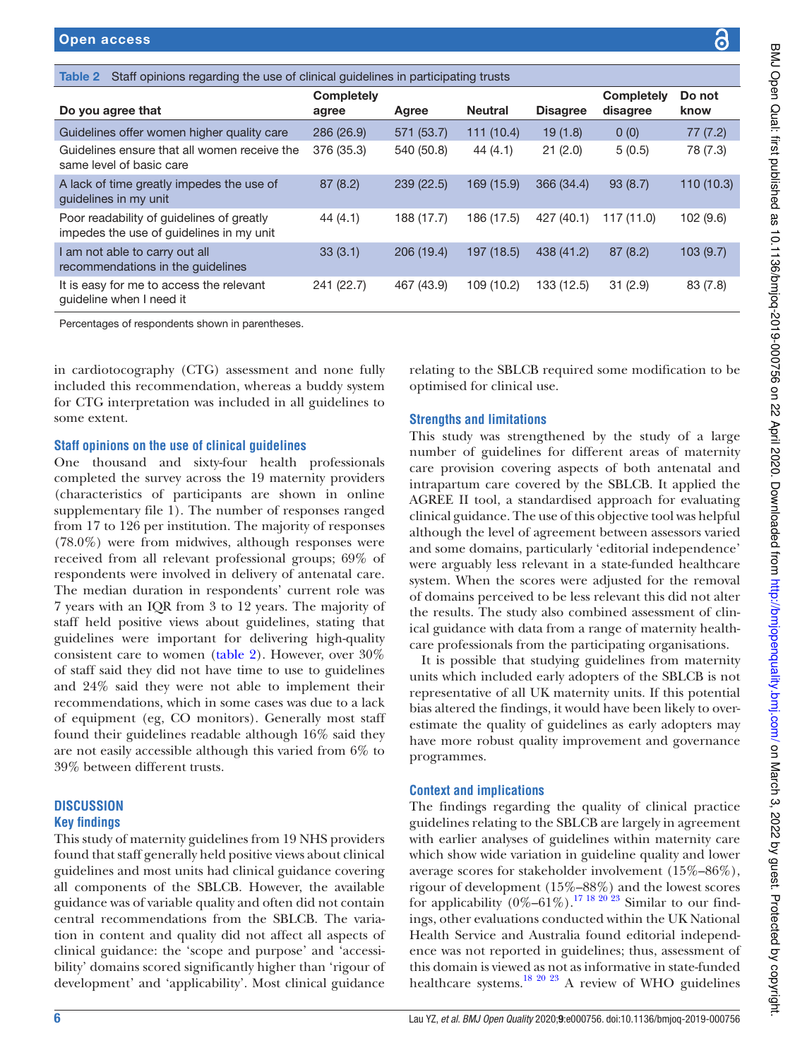**Table 2** Staff opinions regarding the use of clinical guidelines in participating trusts

| Do you agree that | Completely agree | Agree | Neutral | Disagree | Completely disagree | Do not know |
|---|---|---|---|---|---|---|
| Guidelines offer women higher quality care | 286 (26.9) | 571 (53.7) | 111 (10.4) | 19 (1.8) | 0 (0) | 77 (7.2) |
| Guidelines ensure that all women receive the same level of basic care | 376 (35.3) | 540 (50.8) | 44 (4.1) | 21 (2.0) | 5 (0.5) | 78 (7.3) |
| A lack of time greatly impedes the use of guidelines in my unit | 87 (8.2) | 239 (22.5) | 169 (15.9) | 366 (34.4) | 93 (8.7) | 110 (10.3) |
| Poor readability of guidelines of greatly impedes the use of guidelines in my unit | 44 (4.1) | 188 (17.7) | 186 (17.5) | 427 (40.1) | 117 (11.0) | 102 (9.6) |
| I am not able to carry out all recommendations in the guidelines | 33 (3.1) | 206 (19.4) | 197 (18.5) | 438 (41.2) | 87 (8.2) | 103 (9.7) |
| It is easy for me to access the relevant guideline when I need it | 241 (22.7) | 467 (43.9) | 109 (10.2) | 133 (12.5) | 31 (2.9) | 83 (7.8) |

Percentages of respondents shown in parentheses.

in cardiotocography (CTG) assessment and none fully included this recommendation, whereas a buddy system for CTG interpretation was included in all guidelines to some extent.

### Staff opinions on the use of clinical guidelines

One thousand and sixty-four health professionals completed the survey across the 19 maternity providers (characteristics of participants are shown in online supplementary file 1). The number of responses ranged from 17 to 126 per institution. The majority of responses (78.0%) were from midwives, although responses were received from all relevant professional groups; 69% of respondents were involved in delivery of antenatal care. The median duration in respondents' current role was 7 years with an IQR from 3 to 12 years. The majority of staff held positive views about guidelines, stating that guidelines were important for delivering high-quality consistent care to women (table 2). However, over 30% of staff said they did not have time to use to guidelines and 24% said they were not able to implement their recommendations, which in some cases was due to a lack of equipment (eg, CO monitors). Generally most staff found their guidelines readable although 16% said they are not easily accessible although this varied from 6% to 39% between different trusts.

## DISCUSSION

### Key findings

This study of maternity guidelines from 19 NHS providers found that staff generally held positive views about clinical guidelines and most units had clinical guidance covering all components of the SBLCB. However, the available guidance was of variable quality and often did not contain central recommendations from the SBLCB. The variation in content and quality did not affect all aspects of clinical guidance: the 'scope and purpose' and 'accessibility' domains scored significantly higher than 'rigour of development' and 'applicability'. Most clinical guidance relating to the SBLCB required some modification to be optimised for clinical use.

### Strengths and limitations

This study was strengthened by the study of a large number of guidelines for different areas of maternity care provision covering aspects of both antenatal and intrapartum care covered by the SBLCB. It applied the AGREE II tool, a standardised approach for evaluating clinical guidance. The use of this objective tool was helpful although the level of agreement between assessors varied and some domains, particularly 'editorial independence' were arguably less relevant in a state-funded healthcare system. When the scores were adjusted for the removal of domains perceived to be less relevant this did not alter the results. The study also combined assessment of clinical guidance with data from a range of maternity healthcare professionals from the participating organisations.

It is possible that studying guidelines from maternity units which included early adopters of the SBLCB is not representative of all UK maternity units. If this potential bias altered the findings, it would have been likely to overestimate the quality of guidelines as early adopters may have more robust quality improvement and governance programmes.

### Context and implications

The findings regarding the quality of clinical practice guidelines relating to the SBLCB are largely in agreement with earlier analyses of guidelines within maternity care which show wide variation in guideline quality and lower average scores for stakeholder involvement (15%–86%), rigour of development (15%–88%) and the lowest scores for applicability (0%–61%).[17 18 20 23] Similar to our findings, other evaluations conducted within the UK National Health Service and Australia found editorial independence was not reported in guidelines; thus, assessment of this domain is viewed as not as informative in state-funded healthcare systems.[18 20 23] A review of WHO guidelines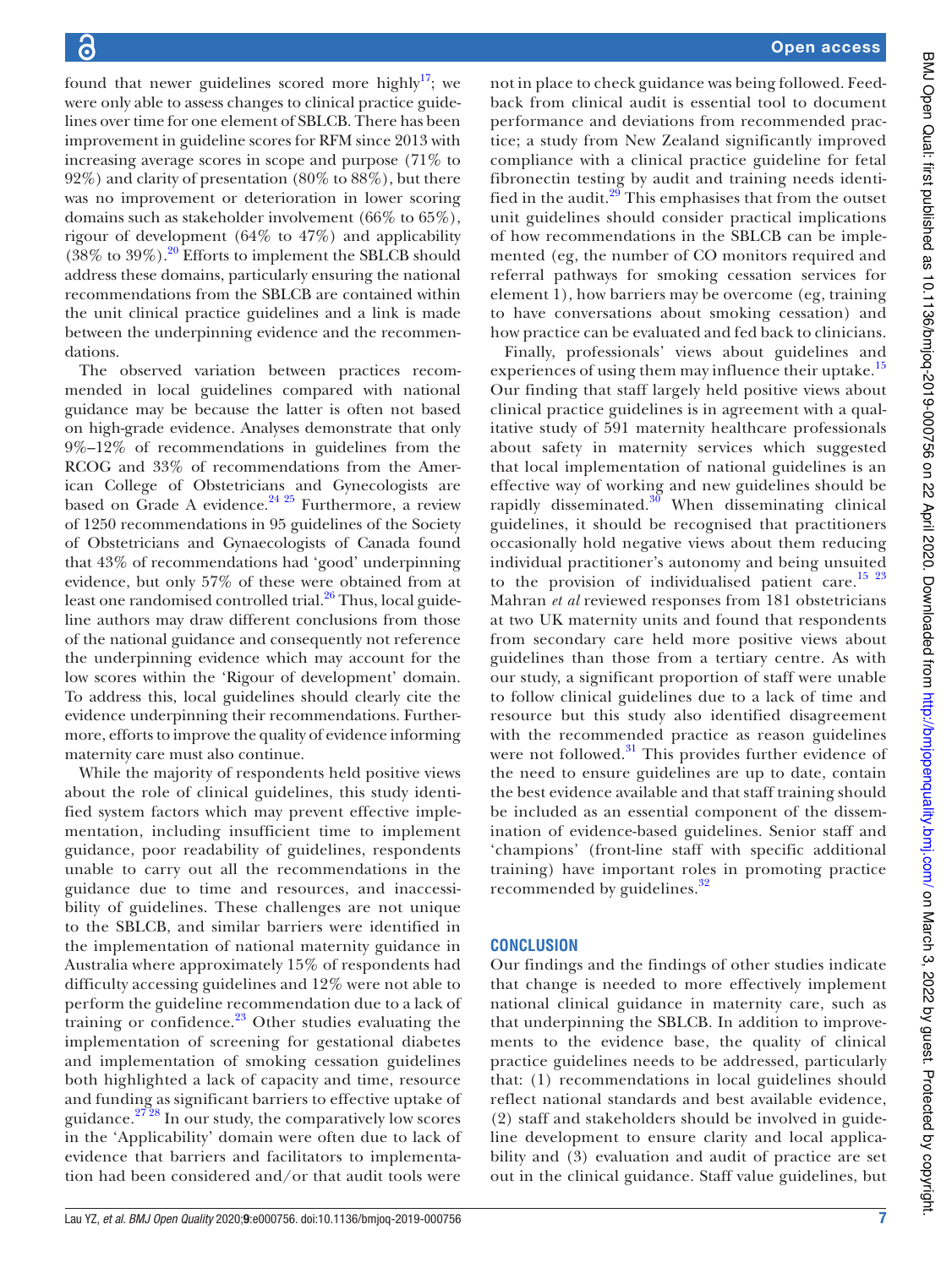found that newer guidelines scored more highly[17]; we were only able to assess changes to clinical practice guidelines over time for one element of SBLCB. There has been improvement in guideline scores for RFM since 2013 with increasing average scores in scope and purpose (71% to 92%) and clarity of presentation (80% to 88%), but there was no improvement or deterioration in lower scoring domains such as stakeholder involvement (66% to 65%), rigour of development (64% to 47%) and applicability (38% to 39%).[20] Efforts to implement the SBLCB should address these domains, particularly ensuring the national recommendations from the SBLCB are contained within the unit clinical practice guidelines and a link is made between the underpinning evidence and the recommendations.

The observed variation between practices recommended in local guidelines compared with national guidance may be because the latter is often not based on high-grade evidence. Analyses demonstrate that only 9%–12% of recommendations in guidelines from the RCOG and 33% of recommendations from the American College of Obstetricians and Gynecologists are based on Grade A evidence.[24,25] Furthermore, a review of 1250 recommendations in 95 guidelines of the Society of Obstetricians and Gynaecologists of Canada found that 43% of recommendations had 'good' underpinning evidence, but only 57% of these were obtained from at least one randomised controlled trial.[26] Thus, local guideline authors may draw different conclusions from those of the national guidance and consequently not reference the underpinning evidence which may account for the low scores within the 'Rigour of development' domain. To address this, local guidelines should clearly cite the evidence underpinning their recommendations. Furthermore, efforts to improve the quality of evidence informing maternity care must also continue.

While the majority of respondents held positive views about the role of clinical guidelines, this study identified system factors which may prevent effective implementation, including insufficient time to implement guidance, poor readability of guidelines, respondents unable to carry out all the recommendations in the guidance due to time and resources, and inaccessibility of guidelines. These challenges are not unique to the SBLCB, and similar barriers were identified in the implementation of national maternity guidance in Australia where approximately 15% of respondents had difficulty accessing guidelines and 12% were not able to perform the guideline recommendation due to a lack of training or confidence.[23] Other studies evaluating the implementation of screening for gestational diabetes and implementation of smoking cessation guidelines both highlighted a lack of capacity and time, resource and funding as significant barriers to effective uptake of guidance.[27,28] In our study, the comparatively low scores in the 'Applicability' domain were often due to lack of evidence that barriers and facilitators to implementation had been considered and/or that audit tools were not in place to check guidance was being followed. Feedback from clinical audit is essential tool to document performance and deviations from recommended practice; a study from New Zealand significantly improved compliance with a clinical practice guideline for fetal fibronectin testing by audit and training needs identified in the audit.[29] This emphasises that from the outset unit guidelines should consider practical implications of how recommendations in the SBLCB can be implemented (eg, the number of CO monitors required and referral pathways for smoking cessation services for element 1), how barriers may be overcome (eg, training to have conversations about smoking cessation) and how practice can be evaluated and fed back to clinicians.

Finally, professionals' views about guidelines and experiences of using them may influence their uptake.[15] Our finding that staff largely held positive views about clinical practice guidelines is in agreement with a qualitative study of 591 maternity healthcare professionals about safety in maternity services which suggested that local implementation of national guidelines is an effective way of working and new guidelines should be rapidly disseminated.[30] When disseminating clinical guidelines, it should be recognised that practitioners occasionally hold negative views about them reducing individual practitioner's autonomy and being unsuited to the provision of individualised patient care.[15,23] Mahran *et al* reviewed responses from 181 obstetricians at two UK maternity units and found that respondents from secondary care held more positive views about guidelines than those from a tertiary centre. As with our study, a significant proportion of staff were unable to follow clinical guidelines due to a lack of time and resource but this study also identified disagreement with the recommended practice as reason guidelines were not followed.[31] This provides further evidence of the need to ensure guidelines are up to date, contain the best evidence available and that staff training should be included as an essential component of the dissemination of evidence-based guidelines. Senior staff and 'champions' (front-line staff with specific additional training) have important roles in promoting practice recommended by guidelines.[32]

## CONCLUSION

Our findings and the findings of other studies indicate that change is needed to more effectively implement national clinical guidance in maternity care, such as that underpinning the SBLCB. In addition to improvements to the evidence base, the quality of clinical practice guidelines needs to be addressed, particularly that: (1) recommendations in local guidelines should reflect national standards and best available evidence, (2) staff and stakeholders should be involved in guideline development to ensure clarity and local applicability and (3) evaluation and audit of practice are set out in the clinical guidance. Staff value guidelines, but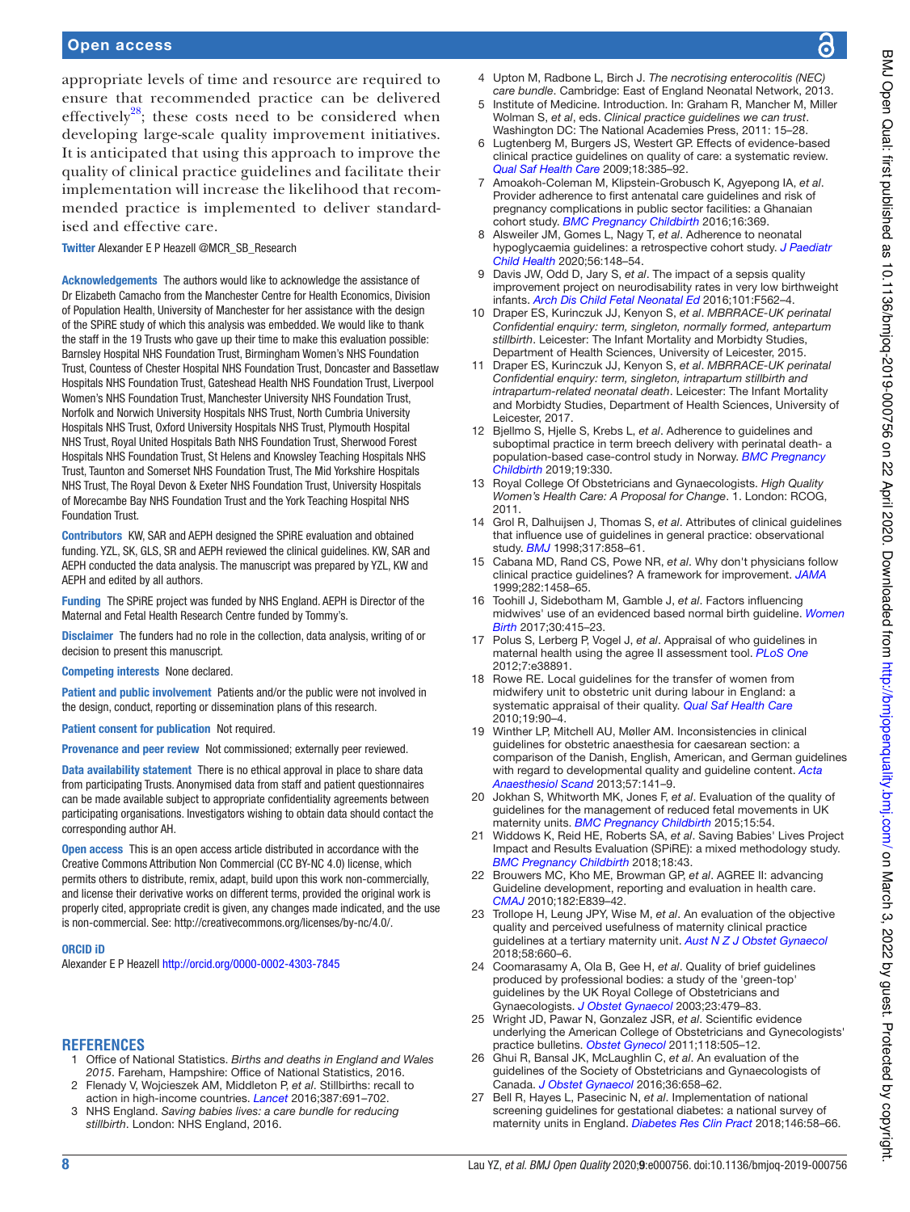appropriate levels of time and resource are required to ensure that recommended practice can be delivered effectively[28]; these costs need to be considered when developing large-scale quality improvement initiatives. It is anticipated that using this approach to improve the quality of clinical practice guidelines and facilitate their implementation will increase the likelihood that recommended practice is implemented to deliver standardised and effective care.

**Twitter** Alexander E P Heazell @MCR_SB_Research

**Acknowledgements** The authors would like to acknowledge the assistance of Dr Elizabeth Camacho from the Manchester Centre for Health Economics, Division of Population Health, University of Manchester for her assistance with the design of the SPiRE study of which this analysis was embedded. We would like to thank the staff in the 19 Trusts who gave up their time to make this evaluation possible: Barnsley Hospital NHS Foundation Trust, Birmingham Women's NHS Foundation Trust, Countess of Chester Hospital NHS Foundation Trust, Doncaster and Bassetlaw Hospitals NHS Foundation Trust, Gateshead Health NHS Foundation Trust, Liverpool Women's NHS Foundation Trust, Manchester University NHS Foundation Trust, Norfolk and Norwich University Hospitals NHS Trust, North Cumbria University Hospitals NHS Trust, Oxford University Hospitals NHS Trust, Plymouth Hospital NHS Trust, Royal United Hospitals Bath NHS Foundation Trust, Sherwood Forest Hospitals NHS Foundation Trust, St Helens and Knowsley Teaching Hospitals NHS Trust, Taunton and Somerset NHS Foundation Trust, The Mid Yorkshire Hospitals NHS Trust, The Royal Devon & Exeter NHS Foundation Trust, University Hospitals of Morecambe Bay NHS Foundation Trust and the York Teaching Hospital NHS Foundation Trust.

**Contributors** KW, SAR and AEPH designed the SPiRE evaluation and obtained funding. YZL, SK, GLS, SR and AEPH reviewed the clinical guidelines. KW, SAR and AEPH conducted the data analysis. The manuscript was prepared by YZL, KW and AEPH and edited by all authors.

**Funding** The SPiRE project was funded by NHS England. AEPH is Director of the Maternal and Fetal Health Research Centre funded by Tommy's.

**Disclaimer** The funders had no role in the collection, data analysis, writing of or decision to present this manuscript.

**Competing interests** None declared.

**Patient and public involvement** Patients and/or the public were not involved in the design, conduct, reporting or dissemination plans of this research.

**Patient consent for publication** Not required.

**Provenance and peer review** Not commissioned; externally peer reviewed.

**Data availability statement** There is no ethical approval in place to share data from participating Trusts. Anonymised data from staff and patient questionnaires can be made available subject to appropriate confidentiality agreements between participating organisations. Investigators wishing to obtain data should contact the corresponding author AH.

**Open access** This is an open access article distributed in accordance with the Creative Commons Attribution Non Commercial (CC BY-NC 4.0) license, which permits others to distribute, remix, adapt, build upon this work non-commercially, and license their derivative works on different terms, provided the original work is properly cited, appropriate credit is given, any changes made indicated, and the use is non-commercial. See: http://creativecommons.org/licenses/by-nc/4.0/.

**ORCID iD**

Alexander E P Heazell http://orcid.org/0000-0002-4303-7845

## REFERENCES

1. Office of National Statistics. *Births and deaths in England and Wales 2015*. Fareham, Hampshire: Office of National Statistics, 2016.
2. Flenady V, Wojcieszek AM, Middleton P, *et al*. Stillbirths: recall to action in high-income countries. *Lancet* 2016;387:691–702.
3. NHS England. *Saving babies lives: a care bundle for reducing stillbirth*. London: NHS England, 2016.
4. Upton M, Radbone L, Birch J. *The necrotising enterocolitis (NEC) care bundle*. Cambridge: East of England Neonatal Network, 2013.
5. Institute of Medicine. Introduction. In: Graham R, Mancher M, Miller Wolman S, *et al*, eds. *Clinical practice guidelines we can trust*. Washington DC: The National Academies Press, 2011: 15–28.
6. Lugtenberg M, Burgers JS, Westert GP. Effects of evidence-based clinical practice guidelines on quality of care: a systematic review. *Qual Saf Health Care* 2009;18:385–92.
7. Amoakoh-Coleman M, Klipstein-Grobusch K, Agyepong IA, *et al*. Provider adherence to first antenatal care guidelines and risk of pregnancy complications in public sector facilities: a Ghanaian cohort study. *BMC Pregnancy Childbirth* 2016;16:369.
8. Alsweiler JM, Gomes L, Nagy T, *et al*. Adherence to neonatal hypoglycaemia guidelines: a retrospective cohort study. *J Paediatr Child Health* 2020;56:148–54.
9. Davis JW, Odd D, Jary S, *et al*. The impact of a sepsis quality improvement project on neurodisability rates in very low birthweight infants. *Arch Dis Child Fetal Neonatal Ed* 2016;101:F562–4.
10. Draper ES, Kurinczuk JJ, Kenyon S, *et al*. *MBRRACE-UK perinatal Confidential enquiry: term, singleton, normally formed, antepartum stillbirth*. Leicester: The Infant Mortality and Morbidty Studies, Department of Health Sciences, University of Leicester, 2015.
11. Draper ES, Kurinczuk JJ, Kenyon S, *et al*. *MBRRACE-UK perinatal Confidential enquiry: term, singleton, intrapartum stillbirth and intrapartum-related neonatal death*. Leicester: The Infant Mortality and Morbidty Studies, Department of Health Sciences, University of Leicester, 2017.
12. Bjellmo S, Hjelle S, Krebs L, *et al*. Adherence to guidelines and suboptimal practice in term breech delivery with perinatal death- a population-based case-control study in Norway. *BMC Pregnancy Childbirth* 2019;19:330.
13. Royal College Of Obstetricians and Gynaecologists. *High Quality Women's Health Care: A Proposal for Change*. 1. London: RCOG, 2011.
14. Grol R, Dalhuijsen J, Thomas S, *et al*. Attributes of clinical guidelines that influence use of guidelines in general practice: observational study. *BMJ* 1998;317:858–61.
15. Cabana MD, Rand CS, Powe NR, *et al*. Why don't physicians follow clinical practice guidelines? A framework for improvement. *JAMA* 1999;282:1458–65.
16. Toohill J, Sidebotham M, Gamble J, *et al*. Factors influencing midwives' use of an evidenced based normal birth guideline. *Women Birth* 2017;30:415–23.
17. Polus S, Lerberg P, Vogel J, *et al*. Appraisal of who guidelines in maternal health using the agree II assessment tool. *PLoS One* 2012;7:e38891.
18. Rowe RE. Local guidelines for the transfer of women from midwifery unit to obstetric unit during labour in England: a systematic appraisal of their quality. *Qual Saf Health Care* 2010;19:90–4.
19. Winther LP, Mitchell AU, Møller AM. Inconsistencies in clinical guidelines for obstetric anaesthesia for caesarean section: a comparison of the Danish, English, American, and German guidelines with regard to developmental quality and guideline content. *Acta Anaesthesiol Scand* 2013;57:141–9.
20. Jokhan S, Whitworth MK, Jones F, *et al*. Evaluation of the quality of guidelines for the management of reduced fetal movements in UK maternity units. *BMC Pregnancy Childbirth* 2015;15:54.
21. Widdows K, Reid HE, Roberts SA, *et al*. Saving Babies' Lives Project Impact and Results Evaluation (SPiRE): a mixed methodology study. *BMC Pregnancy Childbirth* 2018;18:43.
22. Brouwers MC, Kho ME, Browman GP, *et al*. AGREE II: advancing Guideline development, reporting and evaluation in health care. *CMAJ* 2010;182:E839–42.
23. Trollope H, Leung JPY, Wise M, *et al*. An evaluation of the objective quality and perceived usefulness of maternity clinical practice guidelines at a tertiary maternity unit. *Aust N Z J Obstet Gynaecol* 2018;58:660–6.
24. Coomarasamy A, Ola B, Gee H, *et al*. Quality of brief guidelines produced by professional bodies: a study of the 'green-top' guidelines by the UK Royal College of Obstetricians and Gynaecologists. *J Obstet Gynaecol* 2003;23:479–83.
25. Wright JD, Pawar N, Gonzalez JSR, *et al*. Scientific evidence underlying the American College of Obstetricians and Gynecologists' practice bulletins. *Obstet Gynecol* 2011;118:505–12.
26. Ghui R, Bansal JK, McLaughlin C, *et al*. An evaluation of the guidelines of the Society of Obstetricians and Gynaecologists of Canada. *J Obstet Gynaecol* 2016;36:658–62.
27. Bell R, Hayes L, Pasecinic N, *et al*. Implementation of national screening guidelines for gestational diabetes: a national survey of maternity units in England. *Diabetes Res Clin Pract* 2018;146:58–66.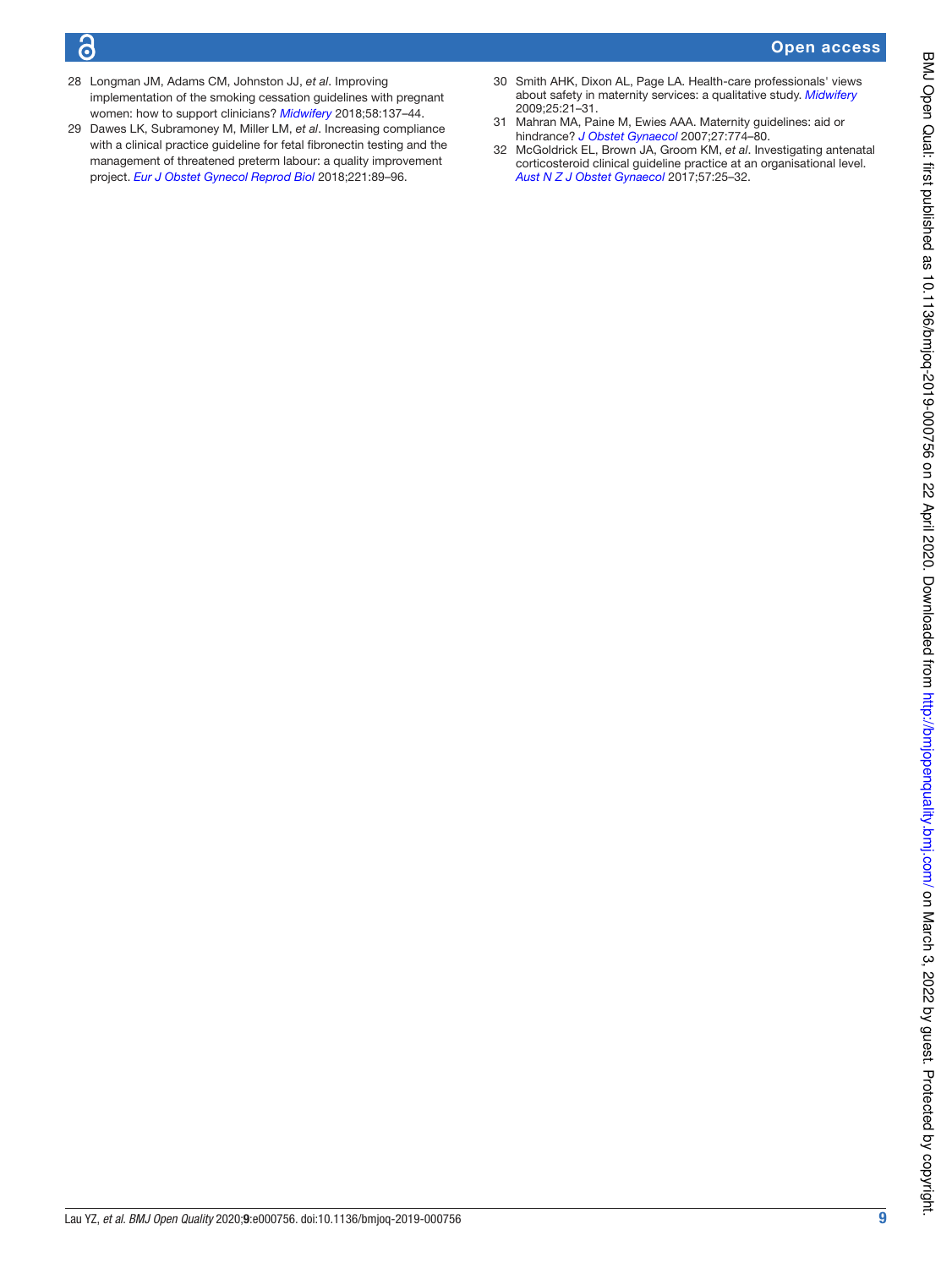28 Longman JM, Adams CM, Johnston JJ, *et al*. Improving implementation of the smoking cessation guidelines with pregnant women: how to support clinicians? *Midwifery* 2018;58:137–44.

29 Dawes LK, Subramoney M, Miller LM, *et al*. Increasing compliance with a clinical practice guideline for fetal fibronectin testing and the management of threatened preterm labour: a quality improvement project. *Eur J Obstet Gynecol Reprod Biol* 2018;221:89–96.

30 Smith AHK, Dixon AL, Page LA. Health-care professionals' views about safety in maternity services: a qualitative study. *Midwifery* 2009;25:21–31.

31 Mahran MA, Paine M, Ewies AAA. Maternity guidelines: aid or hindrance? *J Obstet Gynaecol* 2007;27:774–80.

32 McGoldrick EL, Brown JA, Groom KM, *et al*. Investigating antenatal corticosteroid clinical guideline practice at an organisational level. *Aust N Z J Obstet Gynaecol* 2017;57:25–32.